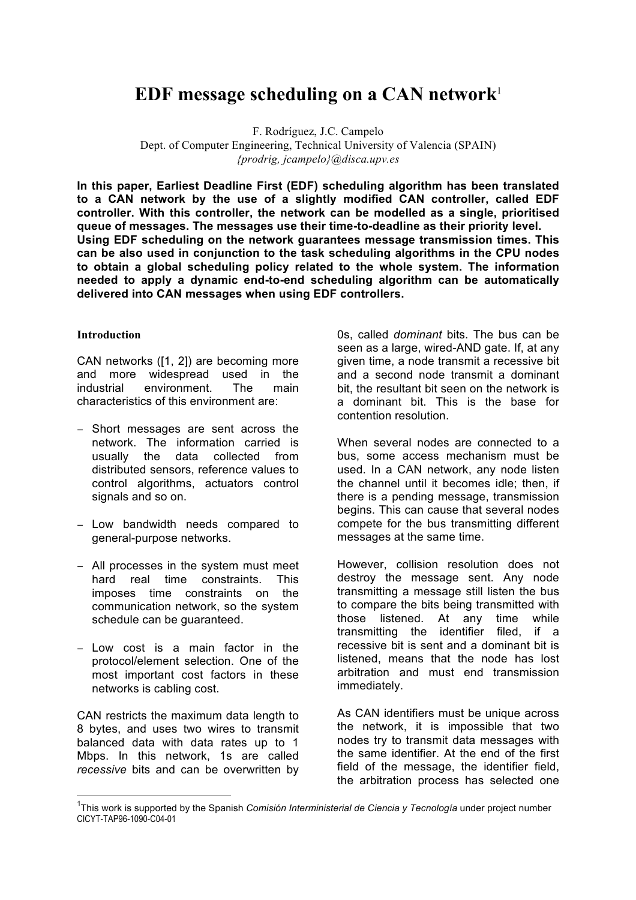# EDF message scheduling on a CAN network[1]

F. Rodríguez, J.C. Campelo
Dept. of Computer Engineering, Technical University of Valencia (SPAIN)
*{prodrig, jcampelo}@disca.upv.es*

**In this paper, Earliest Deadline First (EDF) scheduling algorithm has been translated to a CAN network by the use of a slightly modified CAN controller, called EDF controller. With this controller, the network can be modelled as a single, prioritised queue of messages. The messages use their time-to-deadline as their priority level. Using EDF scheduling on the network guarantees message transmission times. This can be also used in conjunction to the task scheduling algorithms in the CPU nodes to obtain a global scheduling policy related to the whole system. The information needed to apply a dynamic end-to-end scheduling algorithm can be automatically delivered into CAN messages when using EDF controllers.**

## Introduction

CAN networks ([1, 2]) are becoming more and more widespread used in the industrial environment. The main characteristics of this environment are:

- Short messages are sent across the network. The information carried is usually the data collected from distributed sensors, reference values to control algorithms, actuators control signals and so on.
- Low bandwidth needs compared to general-purpose networks.
- All processes in the system must meet hard real time constraints. This imposes time constraints on the communication network, so the system schedule can be guaranteed.
- Low cost is a main factor in the protocol/element selection. One of the most important cost factors in these networks is cabling cost.

CAN restricts the maximum data length to 8 bytes, and uses two wires to transmit balanced data with data rates up to 1 Mbps. In this network, 1s are called *recessive* bits and can be overwritten by 0s, called *dominant* bits. The bus can be seen as a large, wired-AND gate. If, at any given time, a node transmit a recessive bit and a second node transmit a dominant bit, the resultant bit seen on the network is a dominant bit. This is the base for contention resolution.

When several nodes are connected to a bus, some access mechanism must be used. In a CAN network, any node listen the channel until it becomes idle; then, if there is a pending message, transmission begins. This can cause that several nodes compete for the bus transmitting different messages at the same time.

However, collision resolution does not destroy the message sent. Any node transmitting a message still listen the bus to compare the bits being transmitted with those listened. At any time while transmitting the identifier filed, if a recessive bit is sent and a dominant bit is listened, means that the node has lost arbitration and must end transmission immediately.

As CAN identifiers must be unique across the network, it is impossible that two nodes try to transmit data messages with the same identifier. At the end of the first field of the message, the identifier field, the arbitration process has selected one

---

[1] This work is supported by the Spanish *Comisión Interministerial de Ciencia y Tecnología* under project number CICYT-TAP96-1090-C04-01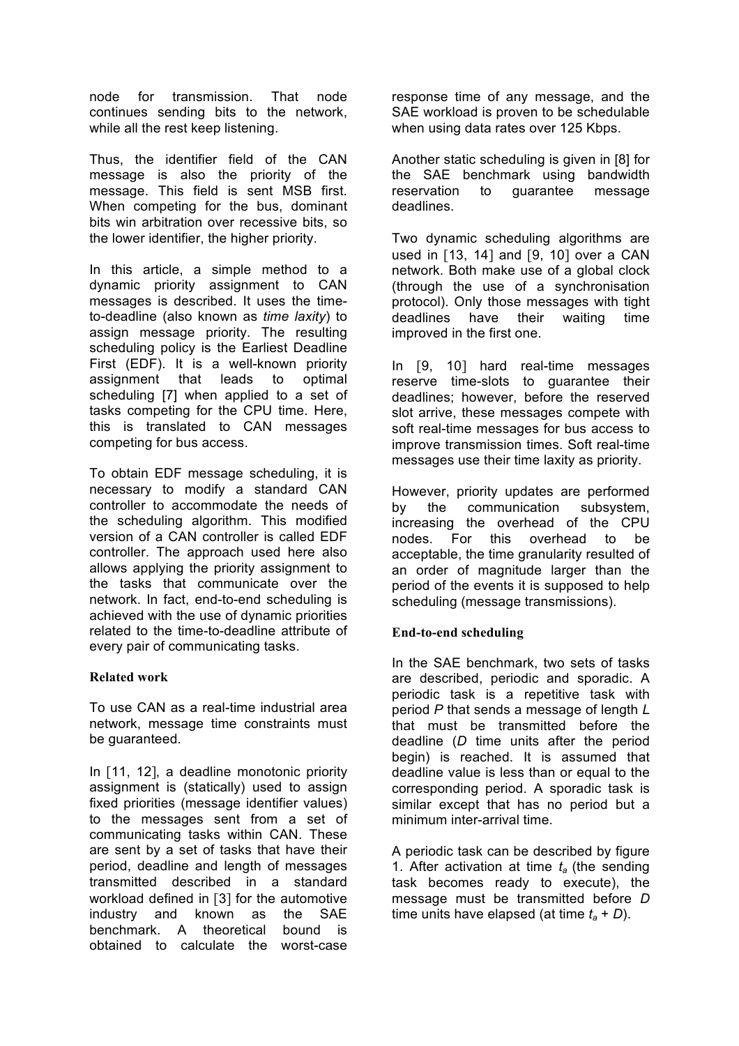node for transmission. That node continues sending bits to the network, while all the rest keep listening.

Thus, the identifier field of the CAN message is also the priority of the message. This field is sent MSB first. When competing for the bus, dominant bits win arbitration over recessive bits, so the lower identifier, the higher priority.

In this article, a simple method to a dynamic priority assignment to CAN messages is described. It uses the time-to-deadline (also known as *time laxity*) to assign message priority. The resulting scheduling policy is the Earliest Deadline First (EDF). It is a well-known priority assignment that leads to optimal scheduling [7] when applied to a set of tasks competing for the CPU time. Here, this is translated to CAN messages competing for bus access.

To obtain EDF message scheduling, it is necessary to modify a standard CAN controller to accommodate the needs of the scheduling algorithm. This modified version of a CAN controller is called EDF controller. The approach used here also allows applying the priority assignment to the tasks that communicate over the network. In fact, end-to-end scheduling is achieved with the use of dynamic priorities related to the time-to-deadline attribute of every pair of communicating tasks.

## Related work

To use CAN as a real-time industrial area network, message time constraints must be guaranteed.

In [11, 12], a deadline monotonic priority assignment is (statically) used to assign fixed priorities (message identifier values) to the messages sent from a set of communicating tasks within CAN. These are sent by a set of tasks that have their period, deadline and length of messages transmitted described in a standard workload defined in [3] for the automotive industry and known as the SAE benchmark. A theoretical bound is obtained to calculate the worst-case response time of any message, and the SAE workload is proven to be schedulable when using data rates over 125 Kbps.

Another static scheduling is given in [8] for the SAE benchmark using bandwidth reservation to guarantee message deadlines.

Two dynamic scheduling algorithms are used in [13, 14] and [9, 10] over a CAN network. Both make use of a global clock (through the use of a synchronisation protocol). Only those messages with tight deadlines have their waiting time improved in the first one.

In [9, 10] hard real-time messages reserve time-slots to guarantee their deadlines; however, before the reserved slot arrive, these messages compete with soft real-time messages for bus access to improve transmission times. Soft real-time messages use their time laxity as priority.

However, priority updates are performed by the communication subsystem, increasing the overhead of the CPU nodes. For this overhead to be acceptable, the time granularity resulted of an order of magnitude larger than the period of the events it is supposed to help scheduling (message transmissions).

## End-to-end scheduling

In the SAE benchmark, two sets of tasks are described, periodic and sporadic. A periodic task is a repetitive task with period $P$ that sends a message of length $L$ that must be transmitted before the deadline ($D$ time units after the period begin) is reached. It is assumed that deadline value is less than or equal to the corresponding period. A sporadic task is similar except that has no period but a minimum inter-arrival time.

A periodic task can be described by figure 1. After activation at time $t_a$ (the sending task becomes ready to execute), the message must be transmitted before $D$ time units have elapsed (at time $t_a + D$).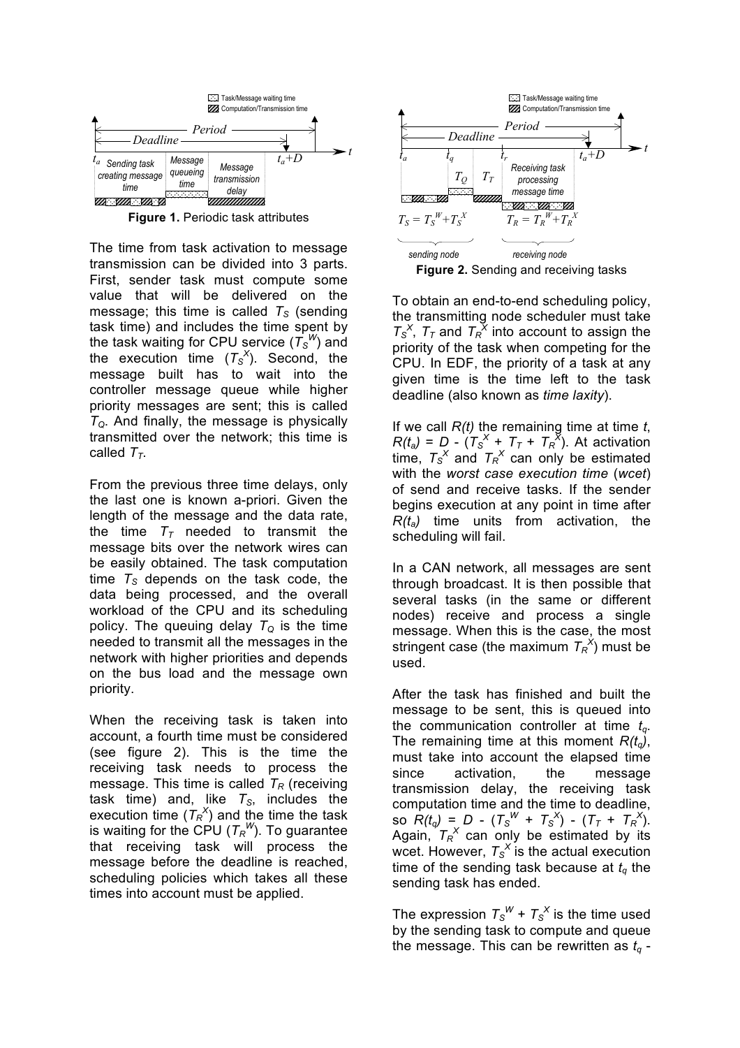**Figure 1.** Periodic task attributes

The time from task activation to message transmission can be divided into 3 parts. First, sender task must compute some value that will be delivered on the message; this time is called $T_S$ (sending task time) and includes the time spent by the task waiting for CPU service ($T_S^W$) and the execution time ($T_S^X$). Second, the message built has to wait into the controller message queue while higher priority messages are sent; this is called $T_Q$. And finally, the message is physically transmitted over the network; this time is called $T_T$.

From the previous three time delays, only the last one is known a-priori. Given the length of the message and the data rate, the time $T_T$ needed to transmit the message bits over the network wires can be easily obtained. The task computation time $T_S$ depends on the task code, the data being processed, and the overall workload of the CPU and its scheduling policy. The queuing delay $T_Q$ is the time needed to transmit all the messages in the network with higher priorities and depends on the bus load and the message own priority.

When the receiving task is taken into account, a fourth time must be considered (see figure 2). This is the time the receiving task needs to process the message. This time is called $T_R$ (receiving task time) and, like $T_S$, includes the execution time ($T_R^X$) and the time the task is waiting for the CPU ($T_R^W$). To guarantee that receiving task will process the message before the deadline is reached, scheduling policies which takes all these times into account must be applied.

**Figure 2.** Sending and receiving tasks

To obtain an end-to-end scheduling policy, the transmitting node scheduler must take $T_S^X$, $T_T$ and $T_R^X$ into account to assign the priority of the task when competing for the CPU. In EDF, the priority of a task at any given time is the time left to the task deadline (also known as *time laxity*).

If we call $R(t)$ the remaining time at time $t$, $R(t_a) = D - (T_S^X + T_T + T_R^X)$. At activation time, $T_S^X$ and $T_R^X$ can only be estimated with the *worst case execution time* (*wcet*) of send and receive tasks. If the sender begins execution at any point in time after $R(t_a)$ time units from activation, the scheduling will fail.

In a CAN network, all messages are sent through broadcast. It is then possible that several tasks (in the same or different nodes) receive and process a single message. When this is the case, the most stringent case (the maximum $T_R^X$) must be used.

After the task has finished and built the message to be sent, this is queued into the communication controller at time $t_q$. The remaining time at this moment $R(t_q)$, must take into account the elapsed time since activation, the message transmission delay, the receiving task computation time and the time to deadline, so $R(t_q) = D - (T_S^W + T_S^X) - (T_T + T_R^X)$. Again, $T_R^X$ can only be estimated by its wcet. However, $T_S^X$ is the actual execution time of the sending task because at $t_q$ the sending task has ended.

The expression $T_S^W + T_S^X$ is the time used by the sending task to compute and queue the message. This can be rewritten as $t_q$ -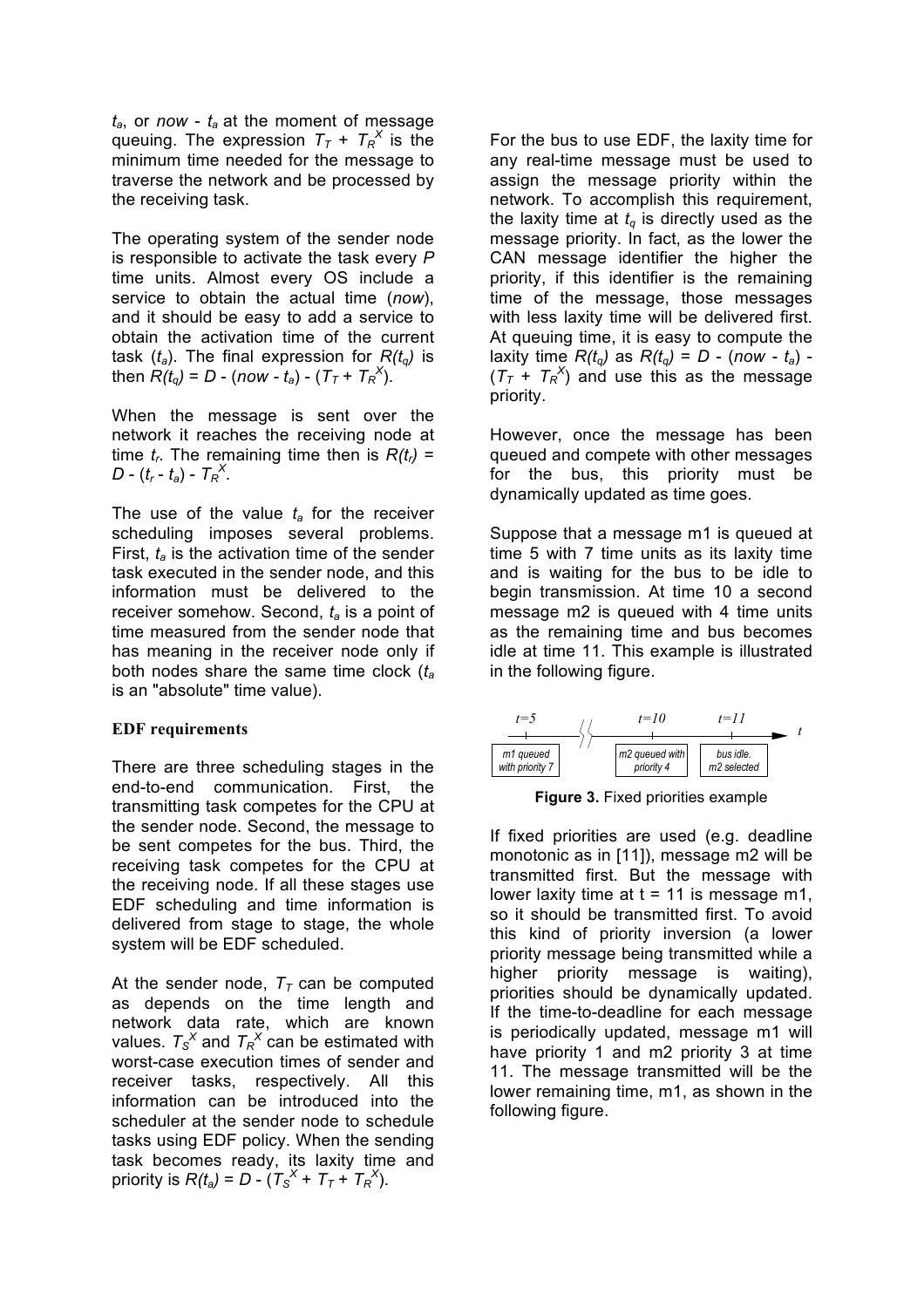$t_a$, or *now* - $t_a$ at the moment of message queuing. The expression $T_T + T_R^X$ is the minimum time needed for the message to traverse the network and be processed by the receiving task.

The operating system of the sender node is responsible to activate the task every *P* time units. Almost every OS include a service to obtain the actual time (*now*), and it should be easy to add a service to obtain the activation time of the current task ($t_a$). The final expression for $R(t_q)$ is then $R(t_q) = D - (now - t_a) - (T_T + T_R^X)$.

When the message is sent over the network it reaches the receiving node at time $t_r$. The remaining time then is $R(t_r) = D - (t_r - t_a) - T_R^X$.

The use of the value $t_a$ for the receiver scheduling imposes several problems. First, $t_a$ is the activation time of the sender task executed in the sender node, and this information must be delivered to the receiver somehow. Second, $t_a$ is a point of time measured from the sender node that has meaning in the receiver node only if both nodes share the same time clock ($t_a$ is an "absolute" time value).

**EDF requirements**

There are three scheduling stages in the end-to-end communication. First, the transmitting task competes for the CPU at the sender node. Second, the message to be sent competes for the bus. Third, the receiving task competes for the CPU at the receiving node. If all these stages use EDF scheduling and time information is delivered from stage to stage, the whole system will be EDF scheduled.

At the sender node, $T_T$ can be computed as depends on the time length and network data rate, which are known values. $T_S^X$ and $T_R^X$ can be estimated with worst-case execution times of sender and receiver tasks, respectively. All this information can be introduced into the scheduler at the sender node to schedule tasks using EDF policy. When the sending task becomes ready, its laxity time and priority is $R(t_a) = D - (T_S^X + T_T + T_R^X)$.

For the bus to use EDF, the laxity time for any real-time message must be used to assign the message priority within the network. To accomplish this requirement, the laxity time at $t_q$ is directly used as the message priority. In fact, as the lower the CAN message identifier the higher the priority, if this identifier is the remaining time of the message, those messages with less laxity time will be delivered first. At queuing time, it is easy to compute the laxity time $R(t_q)$ as $R(t_q) = D - (now - t_a) - (T_T + T_R^X)$ and use this as the message priority.

However, once the message has been queued and compete with other messages for the bus, this priority must be dynamically updated as time goes.

Suppose that a message m1 is queued at time 5 with 7 time units as its laxity time and is waiting for the bus to be idle to begin transmission. At time 10 a second message m2 is queued with 4 time units as the remaining time and bus becomes idle at time 11. This example is illustrated in the following figure.

**Figure 3.** Fixed priorities example

If fixed priorities are used (e.g. deadline monotonic as in [11]), message m2 will be transmitted first. But the message with lower laxity time at t = 11 is message m1, so it should be transmitted first. To avoid this kind of priority inversion (a lower priority message being transmitted while a higher priority message is waiting), priorities should be dynamically updated. If the time-to-deadline for each message is periodically updated, message m1 will have priority 1 and m2 priority 3 at time 11. The message transmitted will be the lower remaining time, m1, as shown in the following figure.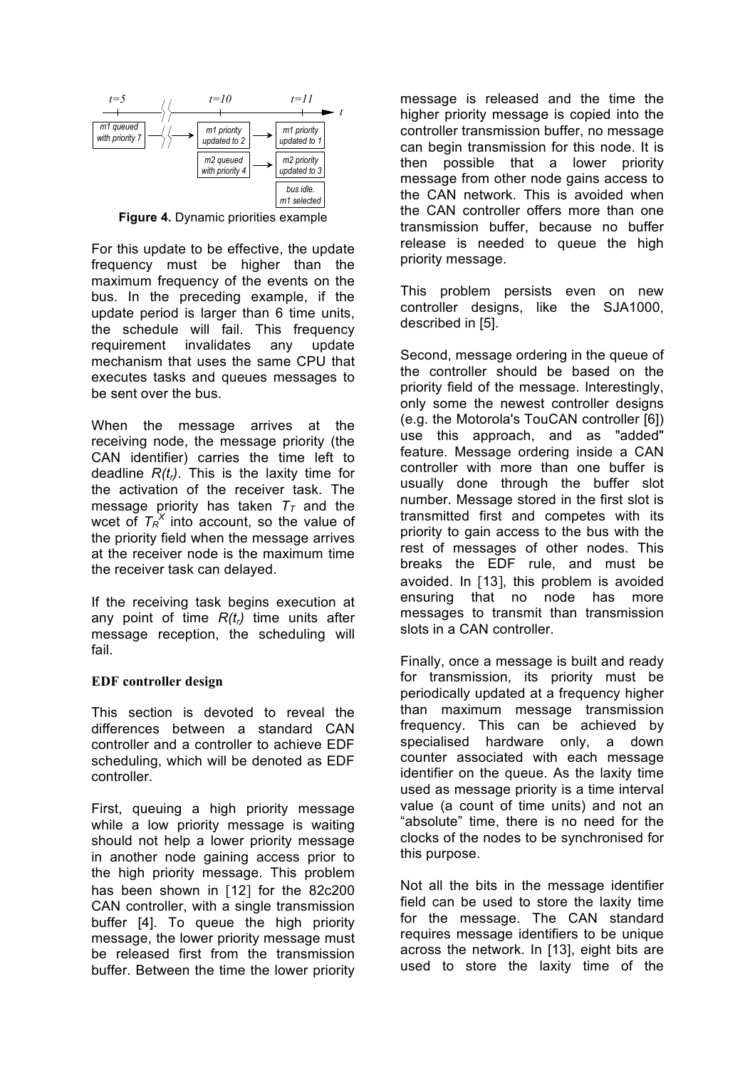Figure 4. Dynamic priorities example

For this update to be effective, the update frequency must be higher than the maximum frequency of the events on the bus. In the preceding example, if the update period is larger than 6 time units, the schedule will fail. This frequency requirement invalidates any update mechanism that uses the same CPU that executes tasks and queues messages to be sent over the bus.

When the message arrives at the receiving node, the message priority (the CAN identifier) carries the time left to deadline $R(t_r)$. This is the laxity time for the activation of the receiver task. The message priority has taken $T_T$ and the wcet of $T_R^X$ into account, so the value of the priority field when the message arrives at the receiver node is the maximum time the receiver task can delayed.

If the receiving task begins execution at any point of time $R(t_r)$ time units after message reception, the scheduling will fail.

**EDF controller design**

This section is devoted to reveal the differences between a standard CAN controller and a controller to achieve EDF scheduling, which will be denoted as EDF controller.

First, queuing a high priority message while a low priority message is waiting should not help a lower priority message in another node gaining access prior to the high priority message. This problem has been shown in [12] for the 82c200 CAN controller, with a single transmission buffer [4]. To queue the high priority message, the lower priority message must be released first from the transmission buffer. Between the time the lower priority message is released and the time the higher priority message is copied into the controller transmission buffer, no message can begin transmission for this node. It is then possible that a lower priority message from other node gains access to the CAN network. This is avoided when the CAN controller offers more than one transmission buffer, because no buffer release is needed to queue the high priority message.

This problem persists even on new controller designs, like the SJA1000, described in [5].

Second, message ordering in the queue of the controller should be based on the priority field of the message. Interestingly, only some the newest controller designs (e.g. the Motorola's TouCAN controller [6]) use this approach, and as "added" feature. Message ordering inside a CAN controller with more than one buffer is usually done through the buffer slot number. Message stored in the first slot is transmitted first and competes with its priority to gain access to the bus with the rest of messages of other nodes. This breaks the EDF rule, and must be avoided. In [13], this problem is avoided ensuring that no node has more messages to transmit than transmission slots in a CAN controller.

Finally, once a message is built and ready for transmission, its priority must be periodically updated at a frequency higher than maximum message transmission frequency. This can be achieved by specialised hardware only, a down counter associated with each message identifier on the queue. As the laxity time used as message priority is a time interval value (a count of time units) and not an "absolute" time, there is no need for the clocks of the nodes to be synchronised for this purpose.

Not all the bits in the message identifier field can be used to store the laxity time for the message. The CAN standard requires message identifiers to be unique across the network. In [13], eight bits are used to store the laxity time of the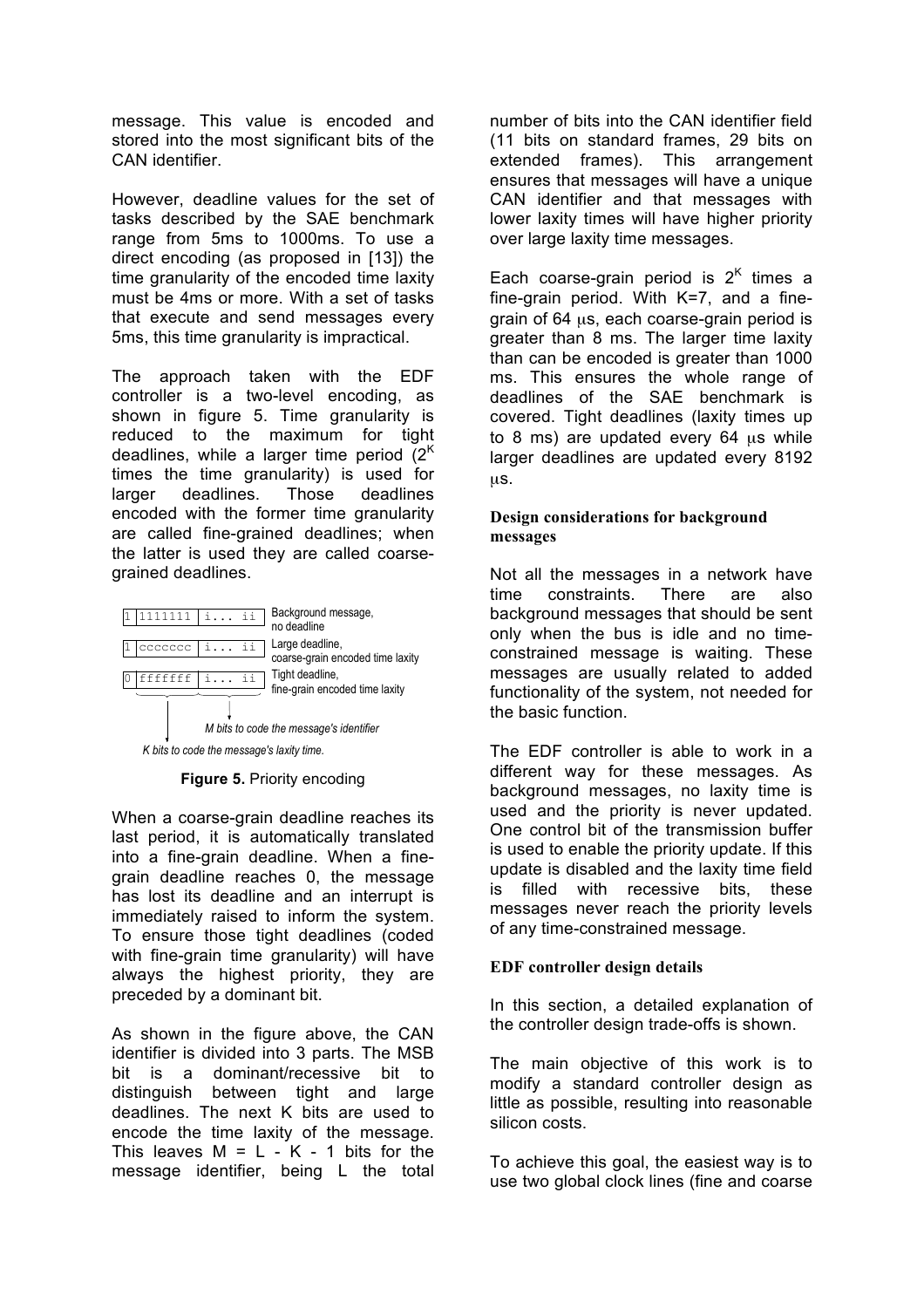message. This value is encoded and stored into the most significant bits of the CAN identifier.

However, deadline values for the set of tasks described by the SAE benchmark range from 5ms to 1000ms. To use a direct encoding (as proposed in [13]) the time granularity of the encoded time laxity must be 4ms or more. With a set of tasks that execute and send messages every 5ms, this time granularity is impractical.

The approach taken with the EDF controller is a two-level encoding, as shown in figure 5. Time granularity is reduced to the maximum for tight deadlines, while a larger time period ($2^K$ times the time granularity) is used for larger deadlines. Those deadlines encoded with the former time granularity are called fine-grained deadlines; when the latter is used they are called coarse-grained deadlines.

| | | | |
|---|---|---|---|
| 1 | 1111111 | i... ii | Background message, no deadline |
| 1 | ccccccc | i... ii | Large deadline, coarse-grain encoded time laxity |
| 0 | fffffff | i... ii | Tight deadline, fine-grain encoded time laxity |

*M bits to code the message's identifier*

*K bits to code the message's laxity time.*

**Figure 5.** Priority encoding

When a coarse-grain deadline reaches its last period, it is automatically translated into a fine-grain deadline. When a fine-grain deadline reaches 0, the message has lost its deadline and an interrupt is immediately raised to inform the system. To ensure those tight deadlines (coded with fine-grain time granularity) will have always the highest priority, they are preceded by a dominant bit.

As shown in the figure above, the CAN identifier is divided into 3 parts. The MSB bit is a dominant/recessive bit to distinguish between tight and large deadlines. The next K bits are used to encode the time laxity of the message. This leaves $M = L - K - 1$ bits for the message identifier, being L the total number of bits into the CAN identifier field (11 bits on standard frames, 29 bits on extended frames). This arrangement ensures that messages will have a unique CAN identifier and that messages with lower laxity times will have higher priority over large laxity time messages.

Each coarse-grain period is $2^K$ times a fine-grain period. With K=7, and a fine-grain of 64 μs, each coarse-grain period is greater than 8 ms. The larger time laxity than can be encoded is greater than 1000 ms. This ensures the whole range of deadlines of the SAE benchmark is covered. Tight deadlines (laxity times up to 8 ms) are updated every 64 μs while larger deadlines are updated every 8192 μs.

### Design considerations for background messages

Not all the messages in a network have time constraints. There are also background messages that should be sent only when the bus is idle and no time-constrained message is waiting. These messages are usually related to added functionality of the system, not needed for the basic function.

The EDF controller is able to work in a different way for these messages. As background messages, no laxity time is used and the priority is never updated. One control bit of the transmission buffer is used to enable the priority update. If this update is disabled and the laxity time field is filled with recessive bits, these messages never reach the priority levels of any time-constrained message.

### EDF controller design details

In this section, a detailed explanation of the controller design trade-offs is shown.

The main objective of this work is to modify a standard controller design as little as possible, resulting into reasonable silicon costs.

To achieve this goal, the easiest way is to use two global clock lines (fine and coarse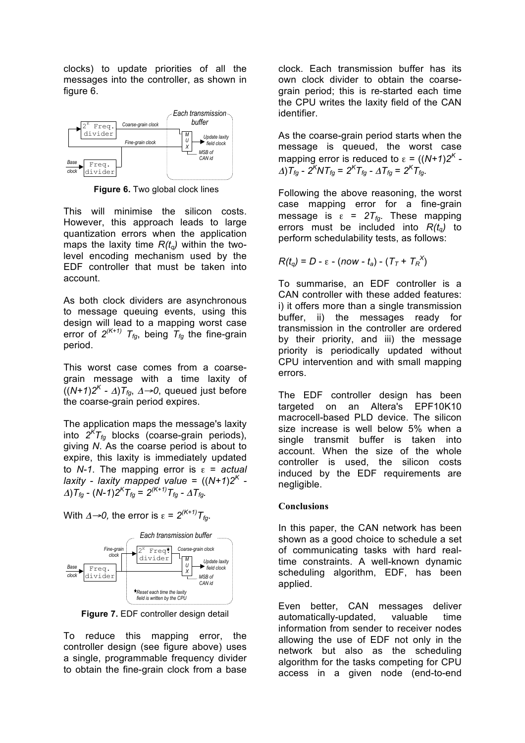clocks) to update priorities of all the messages into the controller, as shown in figure 6.

**Figure 6.** Two global clock lines

This will minimise the silicon costs. However, this approach leads to large quantization errors when the application maps the laxity time $R(t_q)$ within the two-level encoding mechanism used by the EDF controller that must be taken into account.

As both clock dividers are asynchronous to message queuing events, using this design will lead to a mapping worst case error of $2^{(K+1)} T_{fg}$, being $T_{fg}$ the fine-grain period.

This worst case comes from a coarse-grain message with a time laxity of $((N+1)2^K - \Delta)T_{fg}$, $\Delta \rightarrow 0$, queued just before the coarse-grain period expires.

The application maps the message's laxity into $2^K T_{fg}$ blocks (coarse-grain periods), giving $N$. As the coarse period is about to expire, this laxity is immediately updated to $N$-1. The mapping error is $\varepsilon$ = *actual laxity - laxity mapped value* = $((N+1)2^K - \Delta)T_{fg} - (N-1)2^K T_{fg} = 2^{(K+1)}T_{fg} - \Delta T_{fg}$.

With $\Delta \rightarrow 0$, the error is $\varepsilon = 2^{(K+1)}T_{fg}$.

**Figure 7.** EDF controller design detail

To reduce this mapping error, the controller design (see figure above) uses a single, programmable frequency divider to obtain the fine-grain clock from a base clock. Each transmission buffer has its own clock divider to obtain the coarse-grain period; this is re-started each time the CPU writes the laxity field of the CAN identifier.

As the coarse-grain period starts when the message is queued, the worst case mapping error is reduced to $\varepsilon = ((N+1)2^K - \Delta)T_{fg} - 2^K N T_{fg} = 2^K T_{fg} - \Delta T_{fg} = 2^K T_{fg}$.

Following the above reasoning, the worst case mapping error for a fine-grain message is $\varepsilon = 2T_{fg}$. These mapping errors must be included into $R(t_q)$ to perform schedulability tests, as follows:

$$R(t_q) = D - \varepsilon - (now - t_a) - (T_T + T_R^X)$$

To summarise, an EDF controller is a CAN controller with these added features: i) it offers more than a single transmission buffer, ii) the messages ready for transmission in the controller are ordered by their priority, and iii) the message priority is periodically updated without CPU intervention and with small mapping errors.

The EDF controller design has been targeted on an Altera's EPF10K10 macrocell-based PLD device. The silicon size increase is well below 5% when a single transmit buffer is taken into account. When the size of the whole controller is used, the silicon costs induced by the EDF requirements are negligible.

## Conclusions

In this paper, the CAN network has been shown as a good choice to schedule a set of communicating tasks with hard real-time constraints. A well-known dynamic scheduling algorithm, EDF, has been applied.

Even better, CAN messages deliver automatically-updated, valuable time information from sender to receiver nodes allowing the use of EDF not only in the network but also as the scheduling algorithm for the tasks competing for CPU access in a given node (end-to-end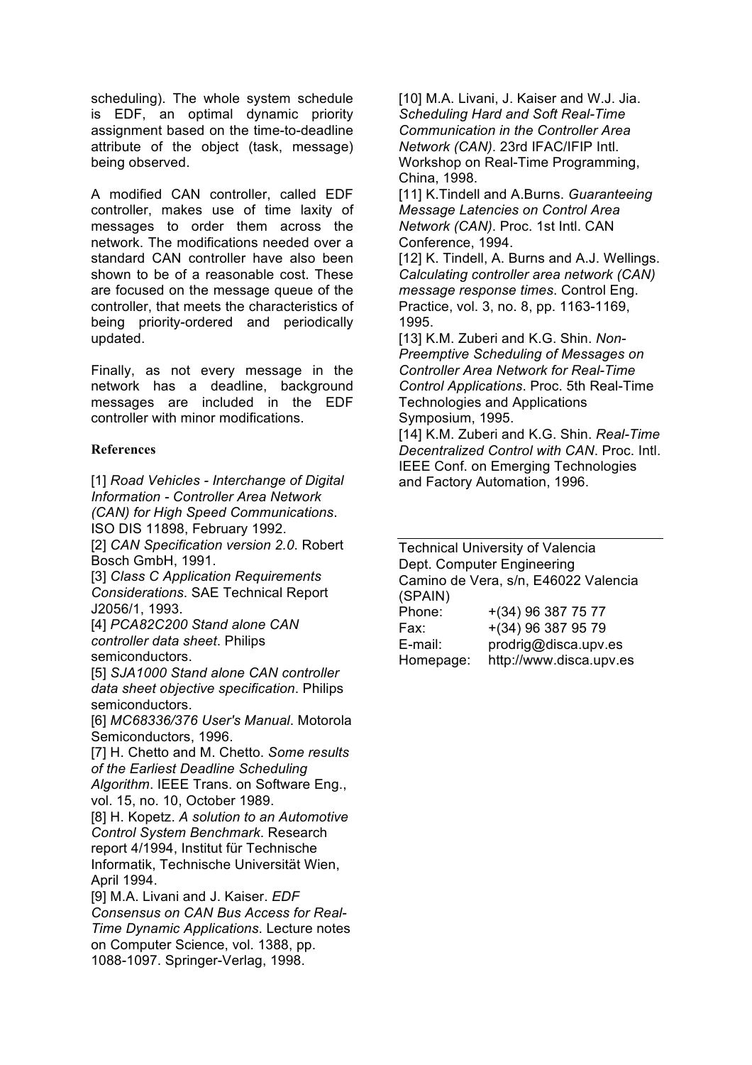scheduling). The whole system schedule is EDF, an optimal dynamic priority assignment based on the time-to-deadline attribute of the object (task, message) being observed.

A modified CAN controller, called EDF controller, makes use of time laxity of messages to order them across the network. The modifications needed over a standard CAN controller have also been shown to be of a reasonable cost. These are focused on the message queue of the controller, that meets the characteristics of being priority-ordered and periodically updated.

Finally, as not every message in the network has a deadline, background messages are included in the EDF controller with minor modifications.

## References

[1] *Road Vehicles - Interchange of Digital Information - Controller Area Network (CAN) for High Speed Communications*. ISO DIS 11898, February 1992.

[2] *CAN Specification version 2.0*. Robert Bosch GmbH, 1991.

[3] *Class C Application Requirements Considerations*. SAE Technical Report J2056/1, 1993.

[4] *PCA82C200 Stand alone CAN controller data sheet*. Philips semiconductors.

[5] *SJA1000 Stand alone CAN controller data sheet objective specification*. Philips semiconductors.

[6] *MC68336/376 User's Manual*. Motorola Semiconductors, 1996.

[7] H. Chetto and M. Chetto. *Some results of the Earliest Deadline Scheduling Algorithm*. IEEE Trans. on Software Eng., vol. 15, no. 10, October 1989.

[8] H. Kopetz. *A solution to an Automotive Control System Benchmark*. Research report 4/1994, Institut für Technische Informatik, Technische Universität Wien, April 1994.

[9] M.A. Livani and J. Kaiser. *EDF Consensus on CAN Bus Access for Real-Time Dynamic Applications*. Lecture notes on Computer Science, vol. 1388, pp. 1088-1097. Springer-Verlag, 1998.

[10] M.A. Livani, J. Kaiser and W.J. Jia. *Scheduling Hard and Soft Real-Time Communication in the Controller Area Network (CAN)*. 23rd IFAC/IFIP Intl. Workshop on Real-Time Programming, China, 1998.

[11] K.Tindell and A.Burns. *Guaranteeing Message Latencies on Control Area Network (CAN)*. Proc. 1st Intl. CAN Conference, 1994.

[12] K. Tindell, A. Burns and A.J. Wellings. *Calculating controller area network (CAN) message response times*. Control Eng. Practice, vol. 3, no. 8, pp. 1163-1169, 1995.

[13] K.M. Zuberi and K.G. Shin. *Non-Preemptive Scheduling of Messages on Controller Area Network for Real-Time Control Applications*. Proc. 5th Real-Time Technologies and Applications Symposium, 1995.

[14] K.M. Zuberi and K.G. Shin. *Real-Time Decentralized Control with CAN*. Proc. Intl. IEEE Conf. on Emerging Technologies and Factory Automation, 1996.

---

Technical University of Valencia
Dept. Computer Engineering
Camino de Vera, s/n, E46022 Valencia (SPAIN)

| | |
|---|---|
| Phone: | +(34) 96 387 75 77 |
| Fax: | +(34) 96 387 95 79 |
| E-mail: | prodrig@disca.upv.es |
| Homepage: | http://www.disca.upv.es |